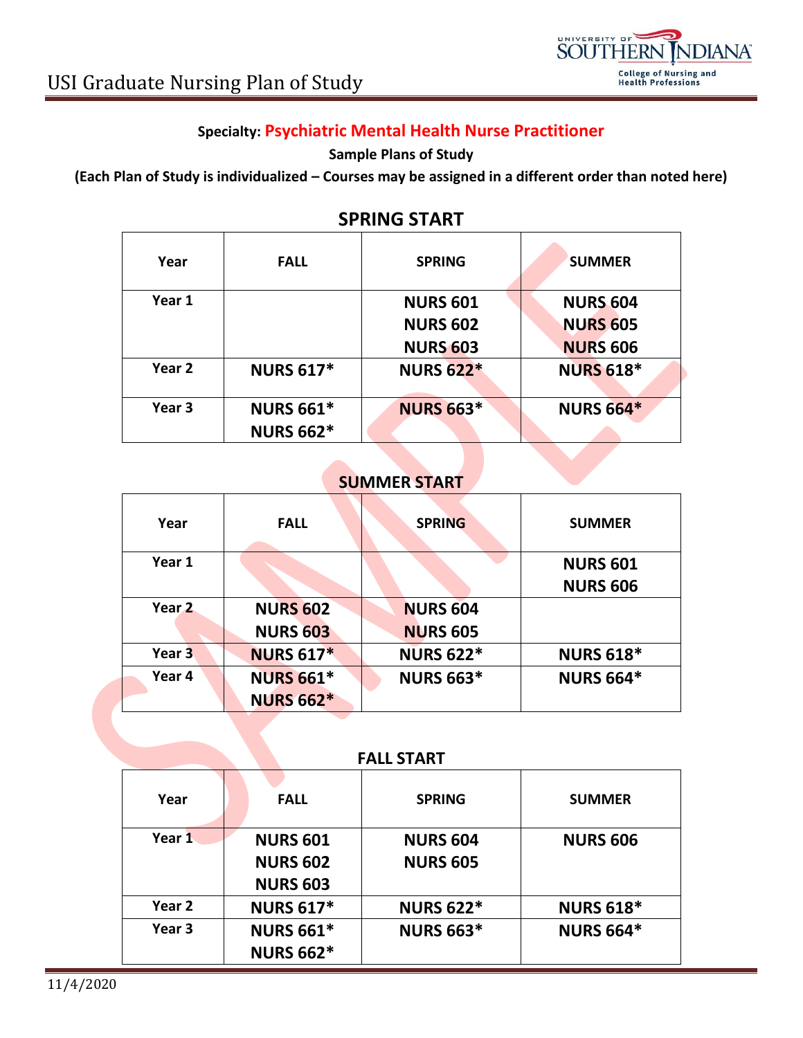# USI Graduate Nursing Plan of Study

UNIVERSITY OF SOUTHERN INDIANA
College of Nursing and Health Professions

**Specialty: Psychiatric Mental Health Nurse Practitioner**

**Sample Plans of Study**

**(Each Plan of Study is individualized – Courses may be assigned in a different order than noted here)**

## SPRING START

| Year | FALL | SPRING | SUMMER |
|---|---|---|---|
| Year 1 | | NURS 601<br>NURS 602<br>NURS 603 | NURS 604<br>NURS 605<br>NURS 606 |
| Year 2 | NURS 617* | NURS 622* | NURS 618* |
| Year 3 | NURS 661*<br>NURS 662* | NURS 663* | NURS 664* |

## SUMMER START

| Year | FALL | SPRING | SUMMER |
|---|---|---|---|
| Year 1 | | | NURS 601<br>NURS 606 |
| Year 2 | NURS 602<br>NURS 603 | NURS 604<br>NURS 605 | |
| Year 3 | NURS 617* | NURS 622* | NURS 618* |
| Year 4 | NURS 661*<br>NURS 662* | NURS 663* | NURS 664* |

## FALL START

| Year | FALL | SPRING | SUMMER |
|---|---|---|---|
| Year 1 | NURS 601<br>NURS 602<br>NURS 603 | NURS 604<br>NURS 605 | NURS 606 |
| Year 2 | NURS 617* | NURS 622* | NURS 618* |
| Year 3 | NURS 661*<br>NURS 662* | NURS 663* | NURS 664* |

11/4/2020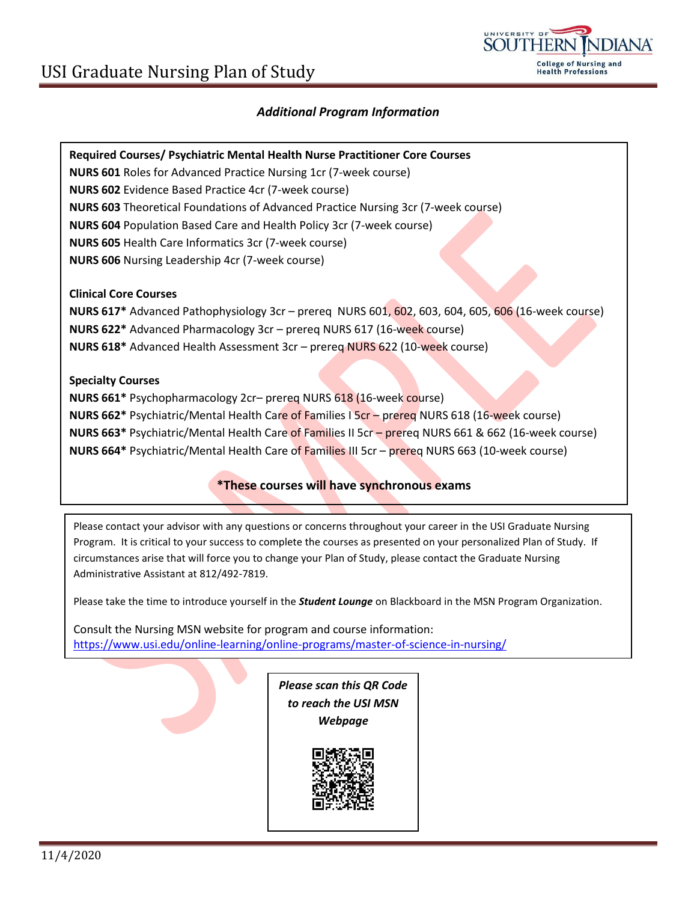## Additional Program Information

**Required Courses/ Psychiatric Mental Health Nurse Practitioner Core Courses**

**NURS 601** Roles for Advanced Practice Nursing 1cr (7-week course)
**NURS 602** Evidence Based Practice 4cr (7-week course)
**NURS 603** Theoretical Foundations of Advanced Practice Nursing 3cr (7-week course)
**NURS 604** Population Based Care and Health Policy 3cr (7-week course)
**NURS 605** Health Care Informatics 3cr (7-week course)
**NURS 606** Nursing Leadership 4cr (7-week course)

**Clinical Core Courses**

**NURS 617*** Advanced Pathophysiology 3cr – prereq NURS 601, 602, 603, 604, 605, 606 (16-week course)
**NURS 622*** Advanced Pharmacology 3cr – prereq NURS 617 (16-week course)
**NURS 618*** Advanced Health Assessment 3cr – prereq NURS 622 (10-week course)

**Specialty Courses**

**NURS 661*** Psychopharmacology 2cr– prereq NURS 618 (16-week course)
**NURS 662*** Psychiatric/Mental Health Care of Families I 5cr – prereq NURS 618 (16-week course)
**NURS 663*** Psychiatric/Mental Health Care of Families II 5cr – prereq NURS 661 & 662 (16-week course)
**NURS 664*** Psychiatric/Mental Health Care of Families III 5cr – prereq NURS 663 (10-week course)

**\*These courses will have synchronous exams**

Please contact your advisor with any questions or concerns throughout your career in the USI Graduate Nursing Program. It is critical to your success to complete the courses as presented on your personalized Plan of Study. If circumstances arise that will force you to change your Plan of Study, please contact the Graduate Nursing Administrative Assistant at 812/492-7819.

Please take the time to introduce yourself in the ***Student Lounge*** on Blackboard in the MSN Program Organization.

Consult the Nursing MSN website for program and course information:
https://www.usi.edu/online-learning/online-programs/master-of-science-in-nursing/

***Please scan this QR Code to reach the USI MSN Webpage***